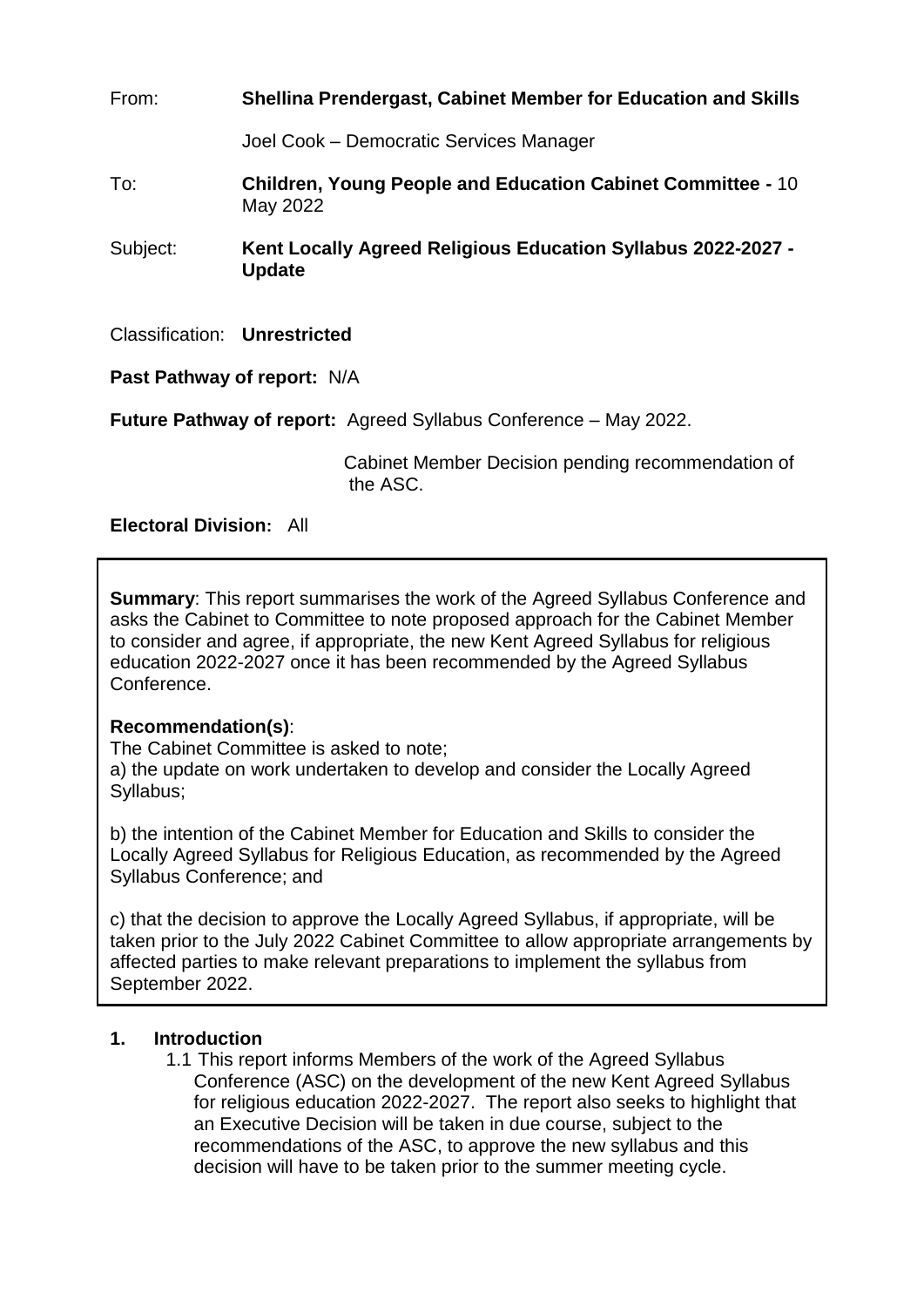From: **Shellina Prendergast, Cabinet Member for Education and Skills**

Joel Cook – Democratic Services Manager

To: **Children, Young People and Education Cabinet Committee -** 10 May 2022

Subject: **Kent Locally Agreed Religious Education Syllabus 2022-2027 - Update**

Classification: **Unrestricted**

**Past Pathway of report:** N/A

**Future Pathway of report:** Agreed Syllabus Conference – May 2022.

Cabinet Member Decision pending recommendation of the ASC.

**Electoral Division:** All

**Summary**: This report summarises the work of the Agreed Syllabus Conference and asks the Cabinet to Committee to note proposed approach for the Cabinet Member to consider and agree, if appropriate, the new Kent Agreed Syllabus for religious education 2022-2027 once it has been recommended by the Agreed Syllabus Conference.

**Recommendation(s)**:
The Cabinet Committee is asked to note;
a) the update on work undertaken to develop and consider the Locally Agreed Syllabus;

b) the intention of the Cabinet Member for Education and Skills to consider the Locally Agreed Syllabus for Religious Education, as recommended by the Agreed Syllabus Conference; and

c) that the decision to approve the Locally Agreed Syllabus, if appropriate, will be taken prior to the July 2022 Cabinet Committee to allow appropriate arrangements by affected parties to make relevant preparations to implement the syllabus from September 2022.

## 1. Introduction

1.1 This report informs Members of the work of the Agreed Syllabus Conference (ASC) on the development of the new Kent Agreed Syllabus for religious education 2022-2027. The report also seeks to highlight that an Executive Decision will be taken in due course, subject to the recommendations of the ASC, to approve the new syllabus and this decision will have to be taken prior to the summer meeting cycle.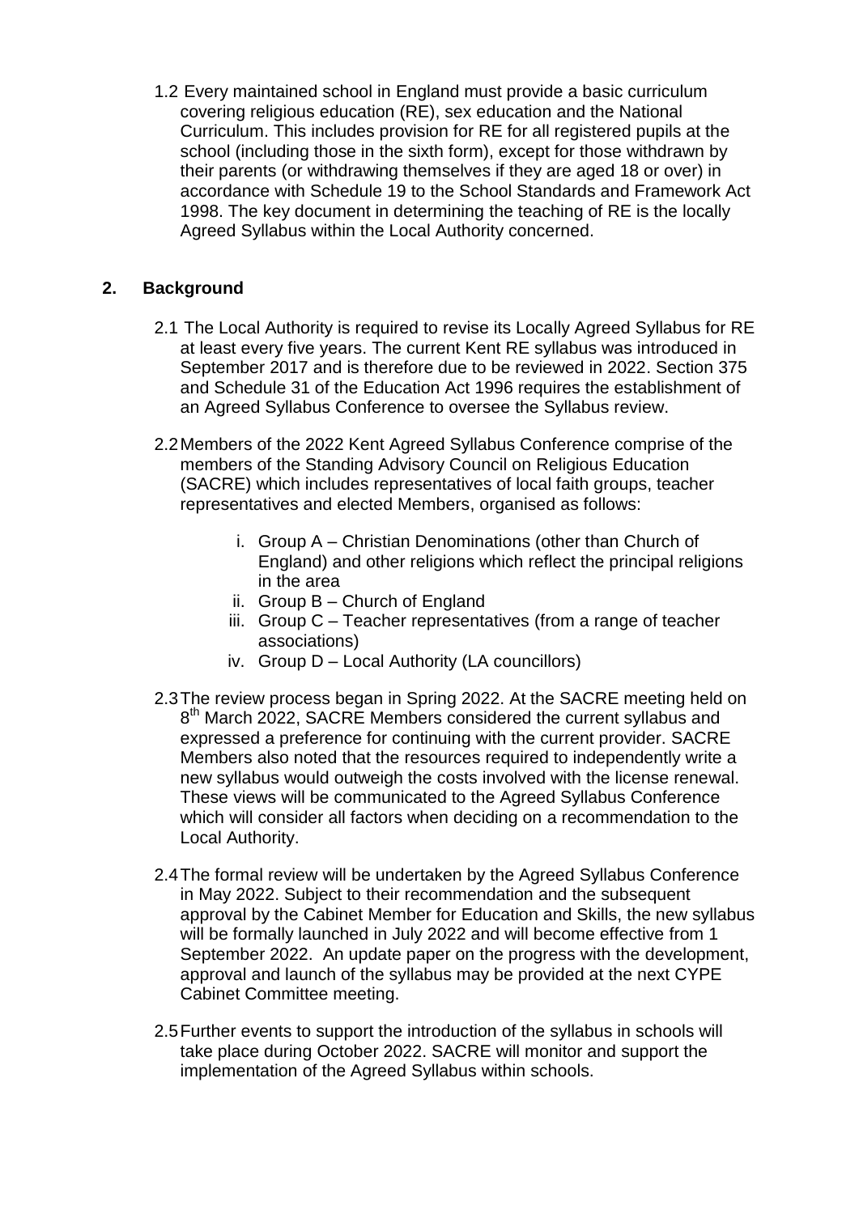1.2 Every maintained school in England must provide a basic curriculum covering religious education (RE), sex education and the National Curriculum. This includes provision for RE for all registered pupils at the school (including those in the sixth form), except for those withdrawn by their parents (or withdrawing themselves if they are aged 18 or over) in accordance with Schedule 19 to the School Standards and Framework Act 1998. The key document in determining the teaching of RE is the locally Agreed Syllabus within the Local Authority concerned.

## 2. Background

2.1 The Local Authority is required to revise its Locally Agreed Syllabus for RE at least every five years. The current Kent RE syllabus was introduced in September 2017 and is therefore due to be reviewed in 2022. Section 375 and Schedule 31 of the Education Act 1996 requires the establishment of an Agreed Syllabus Conference to oversee the Syllabus review.

2.2 Members of the 2022 Kent Agreed Syllabus Conference comprise of the members of the Standing Advisory Council on Religious Education (SACRE) which includes representatives of local faith groups, teacher representatives and elected Members, organised as follows:

i. Group A – Christian Denominations (other than Church of England) and other religions which reflect the principal religions in the area
ii. Group B – Church of England
iii. Group C – Teacher representatives (from a range of teacher associations)
iv. Group D – Local Authority (LA councillors)

2.3 The review process began in Spring 2022. At the SACRE meeting held on 8th March 2022, SACRE Members considered the current syllabus and expressed a preference for continuing with the current provider. SACRE Members also noted that the resources required to independently write a new syllabus would outweigh the costs involved with the license renewal. These views will be communicated to the Agreed Syllabus Conference which will consider all factors when deciding on a recommendation to the Local Authority.

2.4 The formal review will be undertaken by the Agreed Syllabus Conference in May 2022. Subject to their recommendation and the subsequent approval by the Cabinet Member for Education and Skills, the new syllabus will be formally launched in July 2022 and will become effective from 1 September 2022. An update paper on the progress with the development, approval and launch of the syllabus may be provided at the next CYPE Cabinet Committee meeting.

2.5 Further events to support the introduction of the syllabus in schools will take place during October 2022. SACRE will monitor and support the implementation of the Agreed Syllabus within schools.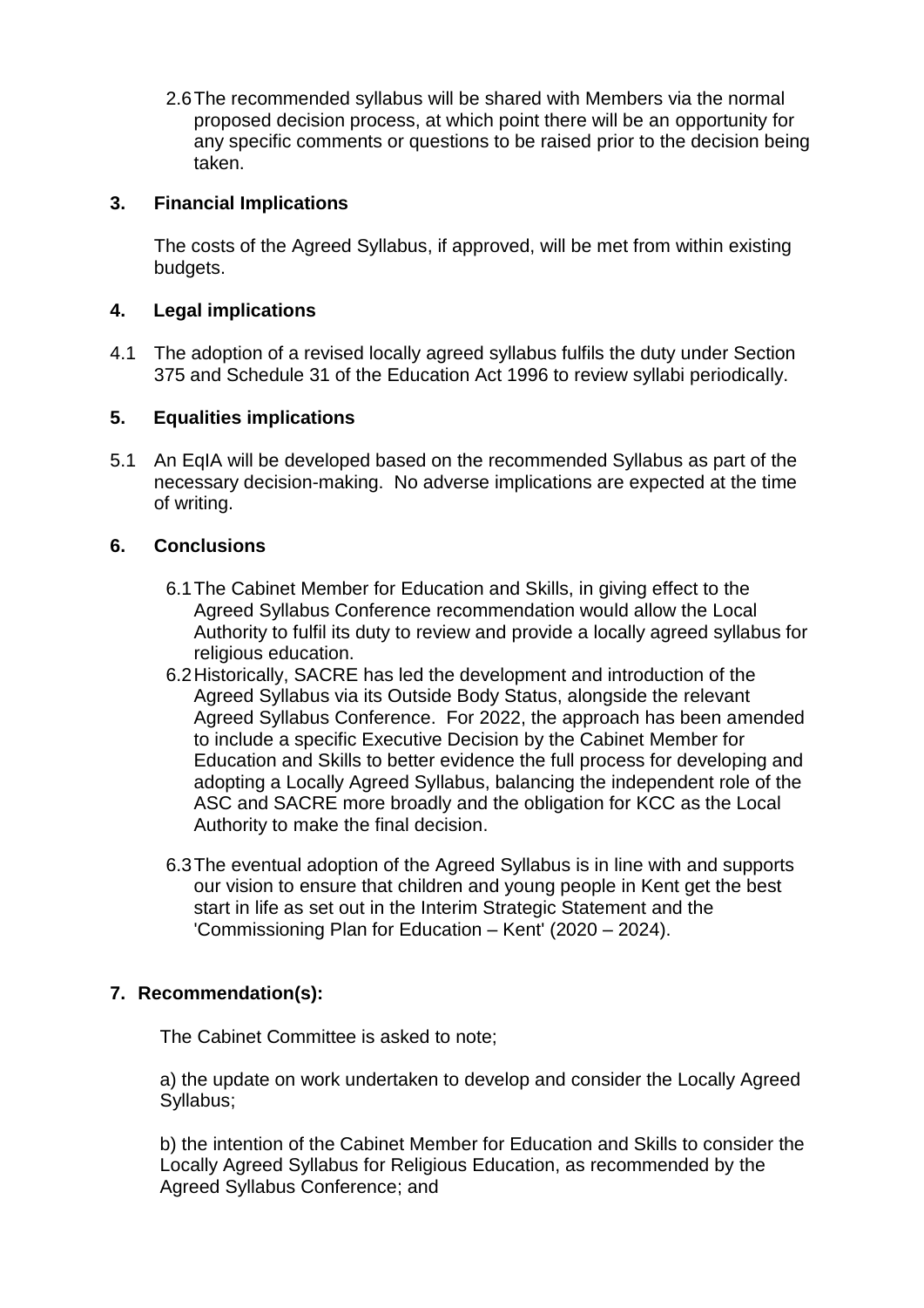2.6 The recommended syllabus will be shared with Members via the normal proposed decision process, at which point there will be an opportunity for any specific comments or questions to be raised prior to the decision being taken.

## 3. Financial Implications

The costs of the Agreed Syllabus, if approved, will be met from within existing budgets.

## 4. Legal implications

4.1 The adoption of a revised locally agreed syllabus fulfils the duty under Section 375 and Schedule 31 of the Education Act 1996 to review syllabi periodically.

## 5. Equalities implications

5.1 An EqIA will be developed based on the recommended Syllabus as part of the necessary decision-making. No adverse implications are expected at the time of writing.

## 6. Conclusions

6.1 The Cabinet Member for Education and Skills, in giving effect to the Agreed Syllabus Conference recommendation would allow the Local Authority to fulfil its duty to review and provide a locally agreed syllabus for religious education.

6.2 Historically, SACRE has led the development and introduction of the Agreed Syllabus via its Outside Body Status, alongside the relevant Agreed Syllabus Conference. For 2022, the approach has been amended to include a specific Executive Decision by the Cabinet Member for Education and Skills to better evidence the full process for developing and adopting a Locally Agreed Syllabus, balancing the independent role of the ASC and SACRE more broadly and the obligation for KCC as the Local Authority to make the final decision.

6.3 The eventual adoption of the Agreed Syllabus is in line with and supports our vision to ensure that children and young people in Kent get the best start in life as set out in the Interim Strategic Statement and the 'Commissioning Plan for Education – Kent' (2020 – 2024).

## 7. Recommendation(s):

The Cabinet Committee is asked to note;

a) the update on work undertaken to develop and consider the Locally Agreed Syllabus;

b) the intention of the Cabinet Member for Education and Skills to consider the Locally Agreed Syllabus for Religious Education, as recommended by the Agreed Syllabus Conference; and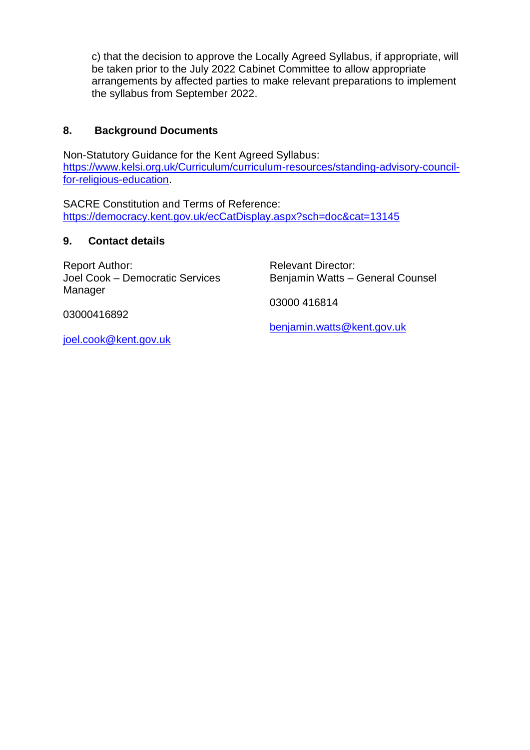c) that the decision to approve the Locally Agreed Syllabus, if appropriate, will be taken prior to the July 2022 Cabinet Committee to allow appropriate arrangements by affected parties to make relevant preparations to implement the syllabus from September 2022.

## 8. Background Documents

Non-Statutory Guidance for the Kent Agreed Syllabus: [https://www.kelsi.org.uk/Curriculum/curriculum-resources/standing-advisory-council-for-religious-education](https://www.kelsi.org.uk/Curriculum/curriculum-resources/standing-advisory-council-for-religious-education).

SACRE Constitution and Terms of Reference: [https://democracy.kent.gov.uk/ecCatDisplay.aspx?sch=doc&cat=13145](https://democracy.kent.gov.uk/ecCatDisplay.aspx?sch=doc&cat=13145)

## 9. Contact details

Report Author:
Joel Cook – Democratic Services Manager

03000416892

[joel.cook@kent.gov.uk](mailto:joel.cook@kent.gov.uk)

Relevant Director:
Benjamin Watts – General Counsel

03000 416814

[benjamin.watts@kent.gov.uk](mailto:benjamin.watts@kent.gov.uk)